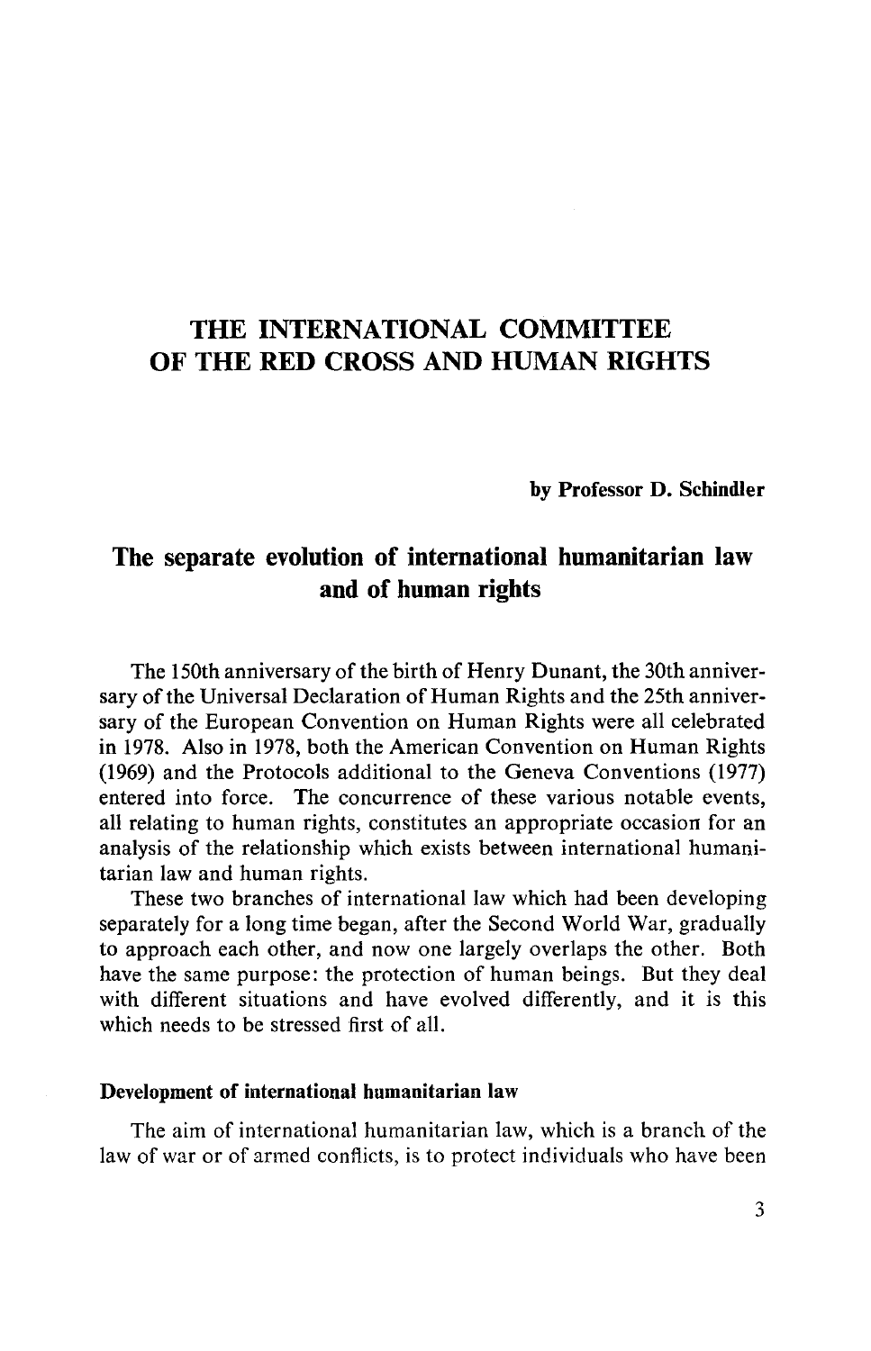# THE INTERNATIONAL COMMITTEE OF THE RED CROSS AND HUMAN RIGHTS

**by Professor D. Schindler**

## The separate evolution of international humanitarian law and of human rights

The 150th anniversary of the birth of Henry Dunant, the 30th anniversary of the Universal Declaration of Human Rights and the 25th anniversary of the European Convention on Human Rights were all celebrated in 1978. Also in 1978, both the American Convention on Human Rights (1969) and the Protocols additional to the Geneva Conventions (1977) entered into force. The concurrence of these various notable events, all relating to human rights, constitutes an appropriate occasion for an analysis of the relationship which exists between international humanitarian law and human rights.

These two branches of international law which had been developing separately for a long time began, after the Second World War, gradually to approach each other, and now one largely overlaps the other. Both have the same purpose: the protection of human beings. But they deal with different situations and have evolved differently, and it is this which needs to be stressed first of all.

### Development of international humanitarian law

The aim of international humanitarian law, which is a branch of the law of war or of armed conflicts, is to protect individuals who have been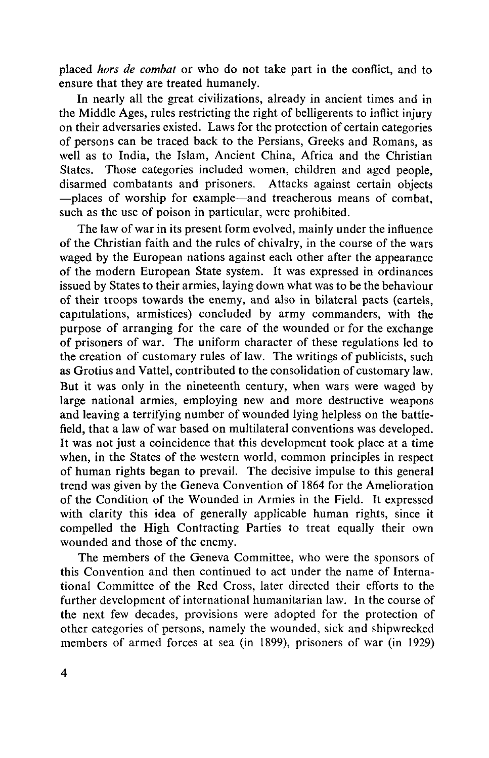placed *hors de combat* or who do not take part in the conflict, and to ensure that they are treated humanely.

In nearly all the great civilizations, already in ancient times and in the Middle Ages, rules restricting the right of belligerents to inflict injury on their adversaries existed. Laws for the protection of certain categories of persons can be traced back to the Persians, Greeks and Romans, as well as to India, the Islam, Ancient China, Africa and the Christian States. Those categories included women, children and aged people, disarmed combatants and prisoners. Attacks against certain objects —places of worship for example—and treacherous means of combat, such as the use of poison in particular, were prohibited.

The law of war in its present form evolved, mainly under the influence of the Christian faith and the rules of chivalry, in the course of the wars waged by the European nations against each other after the appearance of the modern European State system. It was expressed in ordinances issued by States to their armies, laying down what was to be the behaviour of their troops towards the enemy, and also in bilateral pacts (cartels, capitulations, armistices) concluded by army commanders, with the purpose of arranging for the care of the wounded or for the exchange of prisoners of war. The uniform character of these regulations led to the creation of customary rules of law. The writings of publicists, such as Grotius and Vattel, contributed to the consolidation of customary law. But it was only in the nineteenth century, when wars were waged by large national armies, employing new and more destructive weapons and leaving a terrifying number of wounded lying helpless on the battlefield, that a law of war based on multilateral conventions was developed. It was not just a coincidence that this development took place at a time when, in the States of the western world, common principles in respect of human rights began to prevail. The decisive impulse to this general trend was given by the Geneva Convention of 1864 for the Amelioration of the Condition of the Wounded in Armies in the Field. It expressed with clarity this idea of generally applicable human rights, since it compelled the High Contracting Parties to treat equally their own wounded and those of the enemy.

The members of the Geneva Committee, who were the sponsors of this Convention and then continued to act under the name of International Committee of the Red Cross, later directed their efforts to the further development of international humanitarian law. In the course of the next few decades, provisions were adopted for the protection of other categories of persons, namely the wounded, sick and shipwrecked members of armed forces at sea (in 1899), prisoners of war (in 1929)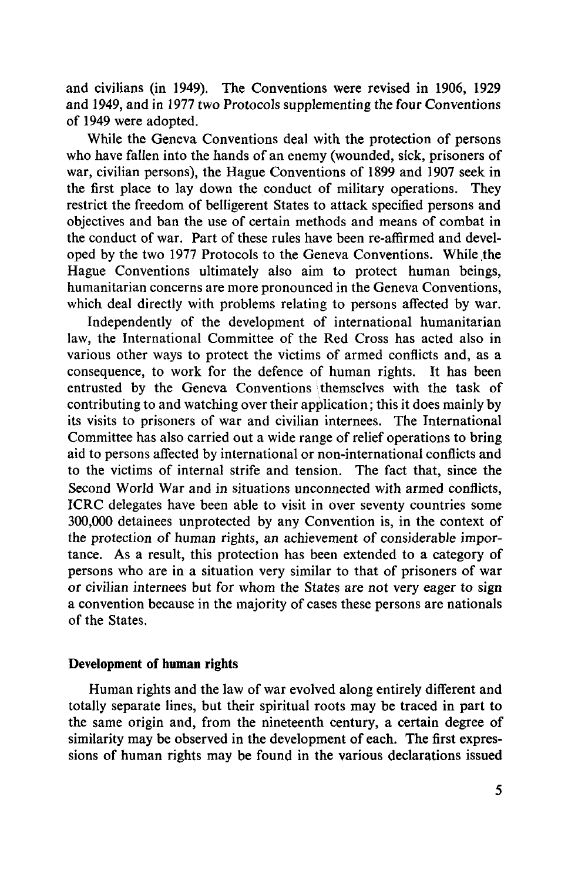and civilians (in 1949). The Conventions were revised in 1906, 1929 and 1949, and in 1977 two Protocols supplementing the four Conventions of 1949 were adopted.

While the Geneva Conventions deal with the protection of persons who have fallen into the hands of an enemy (wounded, sick, prisoners of war, civilian persons), the Hague Conventions of 1899 and 1907 seek in the first place to lay down the conduct of military operations. They restrict the freedom of belligerent States to attack specified persons and objectives and ban the use of certain methods and means of combat in the conduct of war. Part of these rules have been re-affirmed and developed by the two 1977 Protocols to the Geneva Conventions. While the Hague Conventions ultimately also aim to protect human beings, humanitarian concerns are more pronounced in the Geneva Conventions, which deal directly with problems relating to persons affected by war.

Independently of the development of international humanitarian law, the International Committee of the Red Cross has acted also in various other ways to protect the victims of armed conflicts and, as a consequence, to work for the defence of human rights. It has been entrusted by the Geneva Conventions themselves with the task of contributing to and watching over their application; this it does mainly by its visits to prisoners of war and civilian internees. The International Committee has also carried out a wide range of relief operations to bring aid to persons affected by international or non-international conflicts and to the victims of internal strife and tension. The fact that, since the Second World War and in situations unconnected with armed conflicts, ICRC delegates have been able to visit in over seventy countries some 300,000 detainees unprotected by any Convention is, in the context of the protection of human rights, an achievement of considerable importance. As a result, this protection has been extended to a category of persons who are in a situation very similar to that of prisoners of war or civilian internees but for whom the States are not very eager to sign a convention because in the majority of cases these persons are nationals of the States.

### Development of human rights

Human rights and the law of war evolved along entirely different and totally separate lines, but their spiritual roots may be traced in part to the same origin and, from the nineteenth century, a certain degree of similarity may be observed in the development of each. The first expressions of human rights may be found in the various declarations issued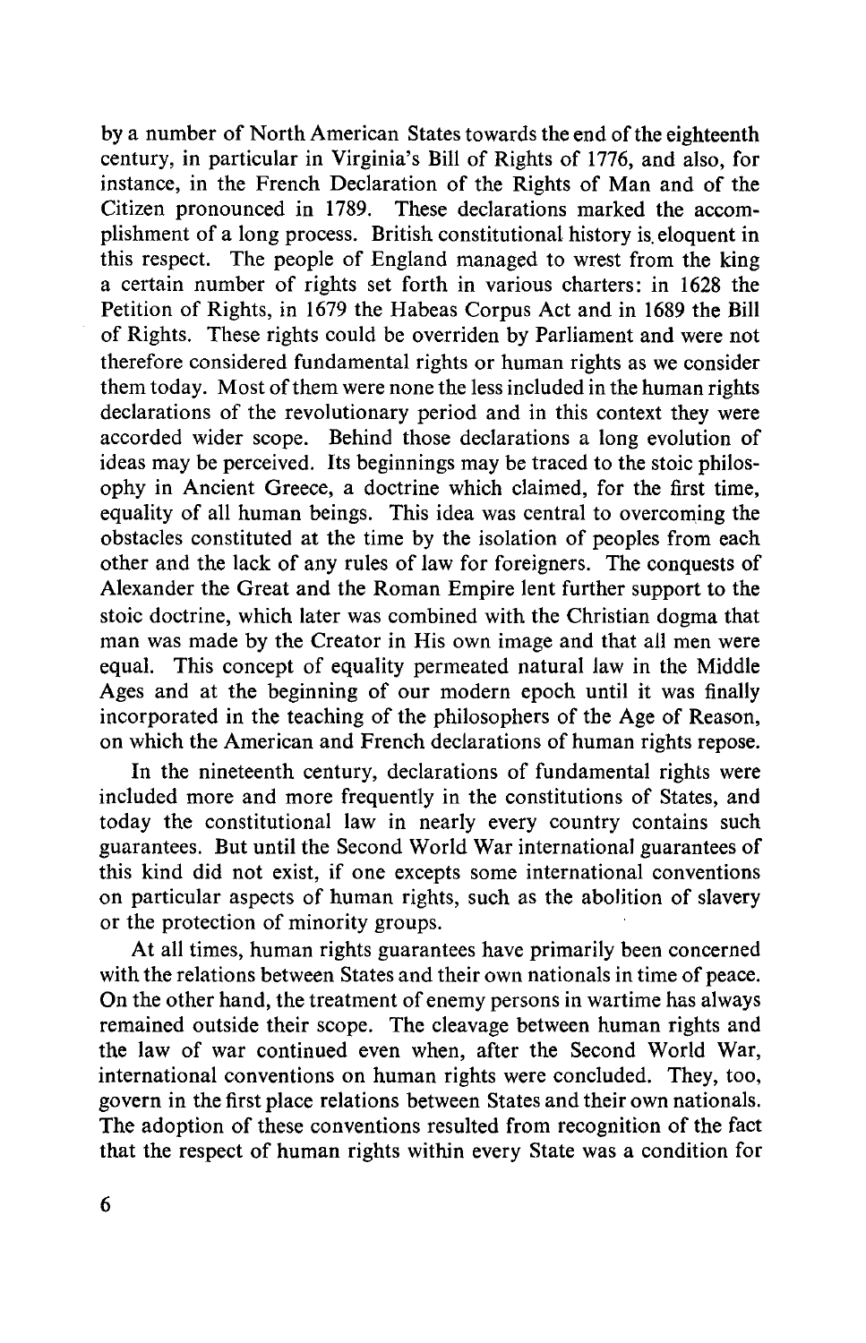by a number of North American States towards the end of the eighteenth century, in particular in Virginia's Bill of Rights of 1776, and also, for instance, in the French Declaration of the Rights of Man and of the Citizen pronounced in 1789. These declarations marked the accomplishment of a long process. British constitutional history is eloquent in this respect. The people of England managed to wrest from the king a certain number of rights set forth in various charters: in 1628 the Petition of Rights, in 1679 the Habeas Corpus Act and in 1689 the Bill of Rights. These rights could be overriden by Parliament and were not therefore considered fundamental rights or human rights as we consider them today. Most of them were none the less included in the human rights declarations of the revolutionary period and in this context they were accorded wider scope. Behind those declarations a long evolution of ideas may be perceived. Its beginnings may be traced to the stoic philosophy in Ancient Greece, a doctrine which claimed, for the first time, equality of all human beings. This idea was central to overcoming the obstacles constituted at the time by the isolation of peoples from each other and the lack of any rules of law for foreigners. The conquests of Alexander the Great and the Roman Empire lent further support to the stoic doctrine, which later was combined with the Christian dogma that man was made by the Creator in His own image and that all men were equal. This concept of equality permeated natural law in the Middle Ages and at the beginning of our modern epoch until it was finally incorporated in the teaching of the philosophers of the Age of Reason, on which the American and French declarations of human rights repose.

In the nineteenth century, declarations of fundamental rights were included more and more frequently in the constitutions of States, and today the constitutional law in nearly every country contains such guarantees. But until the Second World War international guarantees of this kind did not exist, if one excepts some international conventions on particular aspects of human rights, such as the abolition of slavery or the protection of minority groups.

At all times, human rights guarantees have primarily been concerned with the relations between States and their own nationals in time of peace. On the other hand, the treatment of enemy persons in wartime has always remained outside their scope. The cleavage between human rights and the law of war continued even when, after the Second World War, international conventions on human rights were concluded. They, too, govern in the first place relations between States and their own nationals. The adoption of these conventions resulted from recognition of the fact that the respect of human rights within every State was a condition for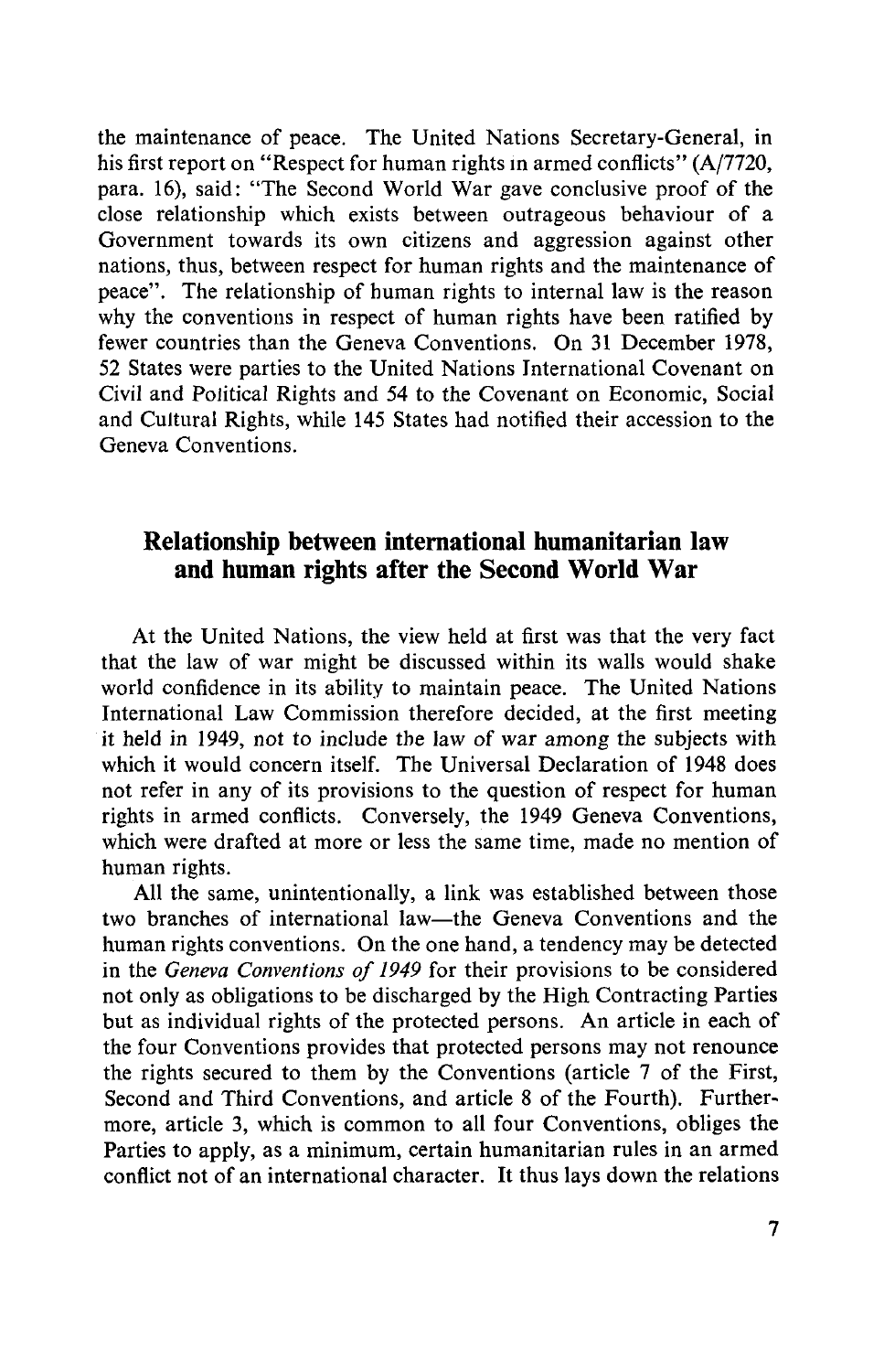the maintenance of peace. The United Nations Secretary-General, in his first report on "Respect for human rights in armed conflicts" (A/7720, para. 16), said: "The Second World War gave conclusive proof of the close relationship which exists between outrageous behaviour of a Government towards its own citizens and aggression against other nations, thus, between respect for human rights and the maintenance of peace". The relationship of human rights to internal law is the reason why the conventions in respect of human rights have been ratified by fewer countries than the Geneva Conventions. On 31 December 1978, 52 States were parties to the United Nations International Covenant on Civil and Political Rights and 54 to the Covenant on Economic, Social and Cultural Rights, while 145 States had notified their accession to the Geneva Conventions.

## Relationship between international humanitarian law and human rights after the Second World War

At the United Nations, the view held at first was that the very fact that the law of war might be discussed within its walls would shake world confidence in its ability to maintain peace. The United Nations International Law Commission therefore decided, at the first meeting it held in 1949, not to include the law of war among the subjects with which it would concern itself. The Universal Declaration of 1948 does not refer in any of its provisions to the question of respect for human rights in armed conflicts. Conversely, the 1949 Geneva Conventions, which were drafted at more or less the same time, made no mention of human rights.

All the same, unintentionally, a link was established between those two branches of international law—the Geneva Conventions and the human rights conventions. On the one hand, a tendency may be detected in the *Geneva Conventions of 1949* for their provisions to be considered not only as obligations to be discharged by the High Contracting Parties but as individual rights of the protected persons. An article in each of the four Conventions provides that protected persons may not renounce the rights secured to them by the Conventions (article 7 of the First, Second and Third Conventions, and article 8 of the Fourth). Furthermore, article 3, which is common to all four Conventions, obliges the Parties to apply, as a minimum, certain humanitarian rules in an armed conflict not of an international character. It thus lays down the relations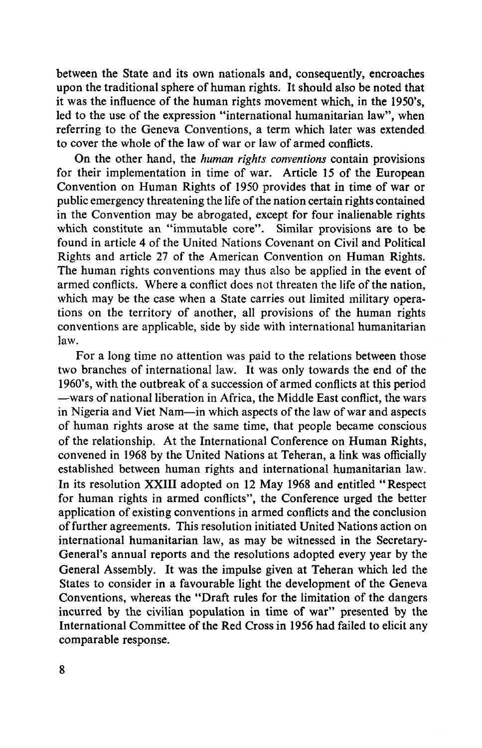between the State and its own nationals and, consequently, encroaches upon the traditional sphere of human rights. It should also be noted that it was the influence of the human rights movement which, in the 1950's, led to the use of the expression "international humanitarian law", when referring to the Geneva Conventions, a term which later was extended to cover the whole of the law of war or law of armed conflicts.

On the other hand, the *human rights conventions* contain provisions for their implementation in time of war. Article 15 of the European Convention on Human Rights of 1950 provides that in time of war or public emergency threatening the life of the nation certain rights contained in the Convention may be abrogated, except for four inalienable rights which constitute an "immutable core". Similar provisions are to be found in article 4 of the United Nations Covenant on Civil and Political Rights and article 27 of the American Convention on Human Rights. The human rights conventions may thus also be applied in the event of armed conflicts. Where a conflict does not threaten the life of the nation, which may be the case when a State carries out limited military operations on the territory of another, all provisions of the human rights conventions are applicable, side by side with international humanitarian law.

For a long time no attention was paid to the relations between those two branches of international law. It was only towards the end of the 1960's, with the outbreak of a succession of armed conflicts at this period —wars of national liberation in Africa, the Middle East conflict, the wars in Nigeria and Viet Nam—in which aspects of the law of war and aspects of human rights arose at the same time, that people became conscious of the relationship. At the International Conference on Human Rights, convened in 1968 by the United Nations at Teheran, a link was officially established between human rights and international humanitarian law. In its resolution XXIII adopted on 12 May 1968 and entitled "Respect for human rights in armed conflicts", the Conference urged the better application of existing conventions in armed conflicts and the conclusion of further agreements. This resolution initiated United Nations action on international humanitarian law, as may be witnessed in the Secretary-General's annual reports and the resolutions adopted every year by the General Assembly. It was the impulse given at Teheran which led the States to consider in a favourable light the development of the Geneva Conventions, whereas the "Draft rules for the limitation of the dangers incurred by the civilian population in time of war" presented by the International Committee of the Red Cross in 1956 had failed to elicit any comparable response.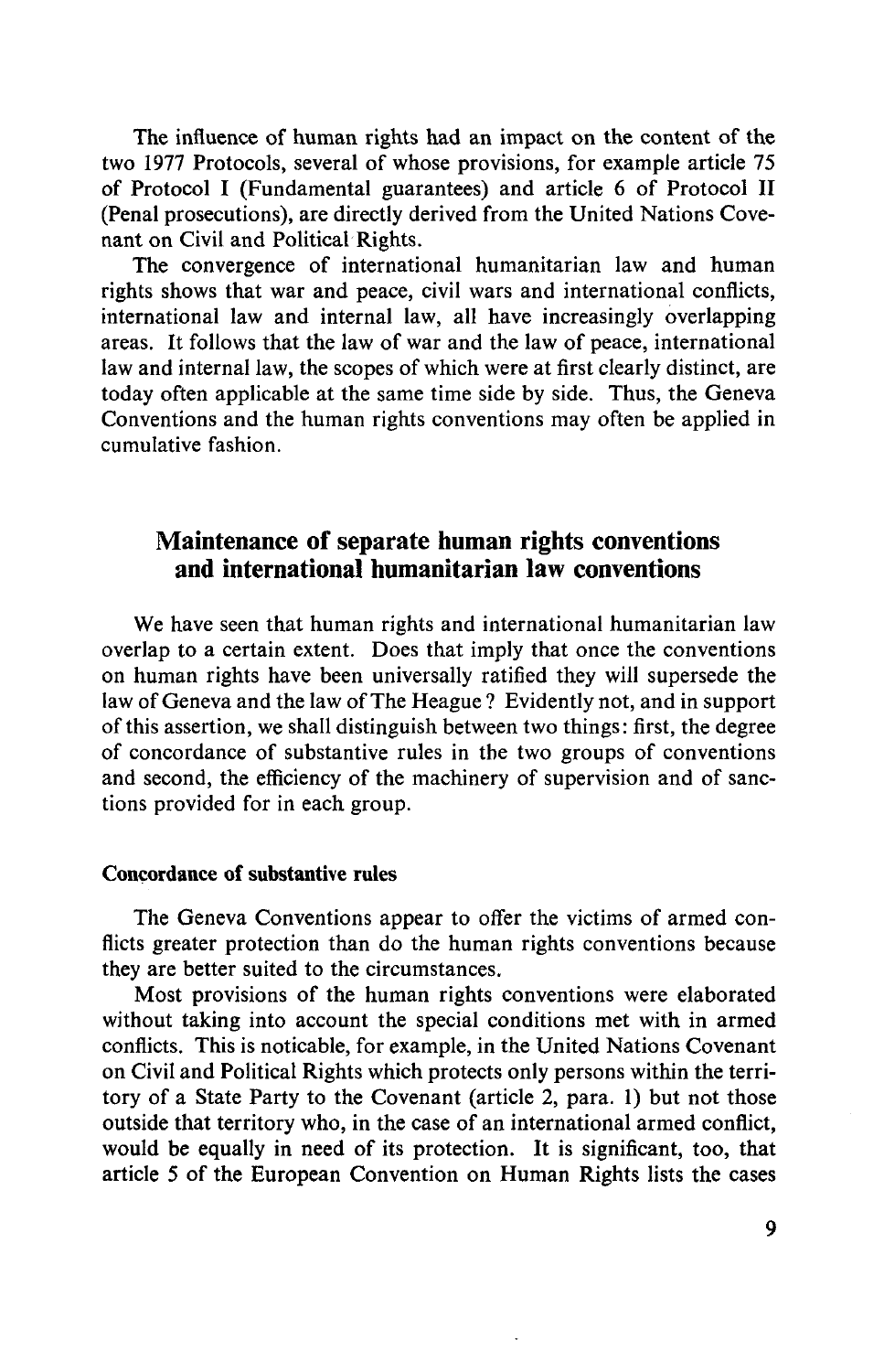The influence of human rights had an impact on the content of the two 1977 Protocols, several of whose provisions, for example article 75 of Protocol I (Fundamental guarantees) and article 6 of Protocol II (Penal prosecutions), are directly derived from the United Nations Covenant on Civil and Political Rights.

The convergence of international humanitarian law and human rights shows that war and peace, civil wars and international conflicts, international law and internal law, all have increasingly overlapping areas. It follows that the law of war and the law of peace, international law and internal law, the scopes of which were at first clearly distinct, are today often applicable at the same time side by side. Thus, the Geneva Conventions and the human rights conventions may often be applied in cumulative fashion.

## Maintenance of separate human rights conventions and international humanitarian law conventions

We have seen that human rights and international humanitarian law overlap to a certain extent. Does that imply that once the conventions on human rights have been universally ratified they will supersede the law of Geneva and the law of The Heague? Evidently not, and in support of this assertion, we shall distinguish between two things: first, the degree of concordance of substantive rules in the two groups of conventions and second, the efficiency of the machinery of supervision and of sanctions provided for in each group.

### Concordance of substantive rules

The Geneva Conventions appear to offer the victims of armed conflicts greater protection than do the human rights conventions because they are better suited to the circumstances.

Most provisions of the human rights conventions were elaborated without taking into account the special conditions met with in armed conflicts. This is noticable, for example, in the United Nations Covenant on Civil and Political Rights which protects only persons within the territory of a State Party to the Covenant (article 2, para. 1) but not those outside that territory who, in the case of an international armed conflict, would be equally in need of its protection. It is significant, too, that article 5 of the European Convention on Human Rights lists the cases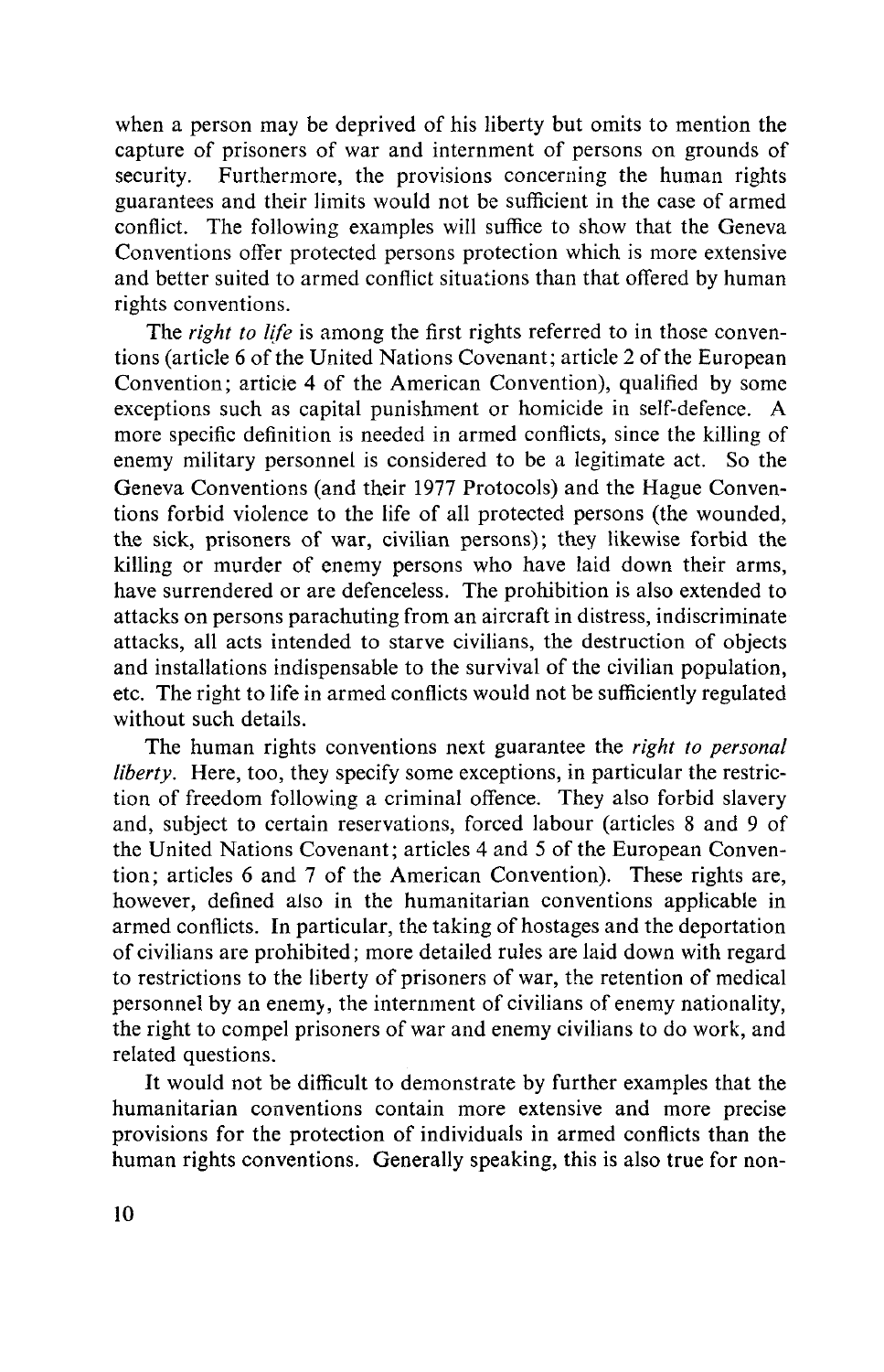when a person may be deprived of his liberty but omits to mention the capture of prisoners of war and internment of persons on grounds of security. Furthermore, the provisions concerning the human rights guarantees and their limits would not be sufficient in the case of armed conflict. The following examples will suffice to show that the Geneva Conventions offer protected persons protection which is more extensive and better suited to armed conflict situations than that offered by human rights conventions.

The *right to life* is among the first rights referred to in those conventions (article 6 of the United Nations Covenant; article 2 of the European Convention; article 4 of the American Convention), qualified by some exceptions such as capital punishment or homicide in self-defence. A more specific definition is needed in armed conflicts, since the killing of enemy military personnel is considered to be a legitimate act. So the Geneva Conventions (and their 1977 Protocols) and the Hague Conventions forbid violence to the life of all protected persons (the wounded, the sick, prisoners of war, civilian persons); they likewise forbid the killing or murder of enemy persons who have laid down their arms, have surrendered or are defenceless. The prohibition is also extended to attacks on persons parachuting from an aircraft in distress, indiscriminate attacks, all acts intended to starve civilians, the destruction of objects and installations indispensable to the survival of the civilian population, etc. The right to life in armed conflicts would not be sufficiently regulated without such details.

The human rights conventions next guarantee the *right to personal liberty*. Here, too, they specify some exceptions, in particular the restriction of freedom following a criminal offence. They also forbid slavery and, subject to certain reservations, forced labour (articles 8 and 9 of the United Nations Covenant; articles 4 and 5 of the European Convention; articles 6 and 7 of the American Convention). These rights are, however, defined also in the humanitarian conventions applicable in armed conflicts. In particular, the taking of hostages and the deportation of civilians are prohibited; more detailed rules are laid down with regard to restrictions to the liberty of prisoners of war, the retention of medical personnel by an enemy, the internment of civilians of enemy nationality, the right to compel prisoners of war and enemy civilians to do work, and related questions.

It would not be difficult to demonstrate by further examples that the humanitarian conventions contain more extensive and more precise provisions for the protection of individuals in armed conflicts than the human rights conventions. Generally speaking, this is also true for non-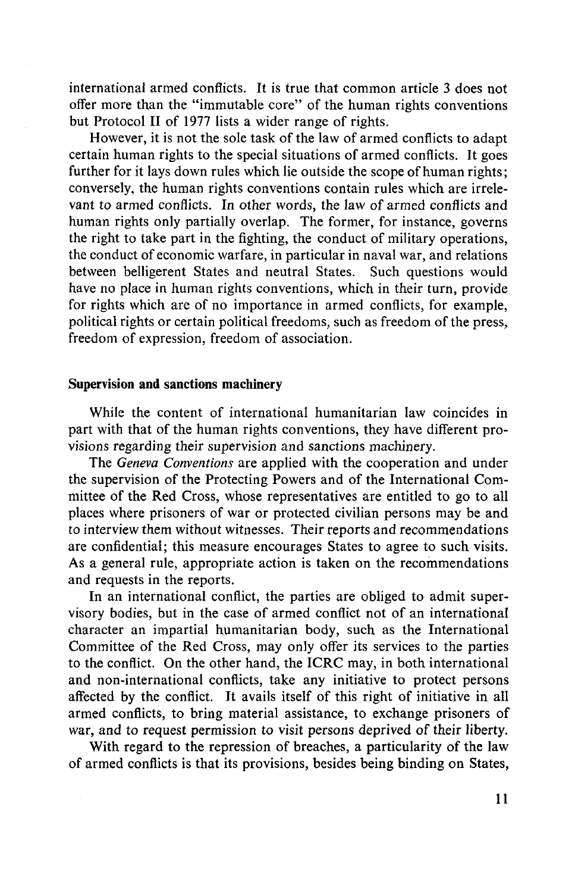international armed conflicts. It is true that common article 3 does not offer more than the "immutable core" of the human rights conventions but Protocol II of 1977 lists a wider range of rights.

However, it is not the sole task of the law of armed conflicts to adapt certain human rights to the special situations of armed conflicts. It goes further for it lays down rules which lie outside the scope of human rights; conversely, the human rights conventions contain rules which are irrelevant to armed conflicts. In other words, the law of armed conflicts and human rights only partially overlap. The former, for instance, governs the right to take part in the fighting, the conduct of military operations, the conduct of economic warfare, in particular in naval war, and relations between belligerent States and neutral States. Such questions would have no place in human rights conventions, which in their turn, provide for rights which are of no importance in armed conflicts, for example, political rights or certain political freedoms, such as freedom of the press, freedom of expression, freedom of association.

### Supervision and sanctions machinery

While the content of international humanitarian law coincides in part with that of the human rights conventions, they have different provisions regarding their supervision and sanctions machinery.

The *Geneva Conventions* are applied with the cooperation and under the supervision of the Protecting Powers and of the International Committee of the Red Cross, whose representatives are entitled to go to all places where prisoners of war or protected civilian persons may be and to interview them without witnesses. Their reports and recommendations are confidential; this measure encourages States to agree to such visits. As a general rule, appropriate action is taken on the recommendations and requests in the reports.

In an international conflict, the parties are obliged to admit supervisory bodies, but in the case of armed conflict not of an international character an impartial humanitarian body, such as the International Committee of the Red Cross, may only offer its services to the parties to the conflict. On the other hand, the ICRC may, in both international and non-international conflicts, take any initiative to protect persons affected by the conflict. It avails itself of this right of initiative in all armed conflicts, to bring material assistance, to exchange prisoners of war, and to request permission to visit persons deprived of their liberty.

With regard to the repression of breaches, a particularity of the law of armed conflicts is that its provisions, besides being binding on States,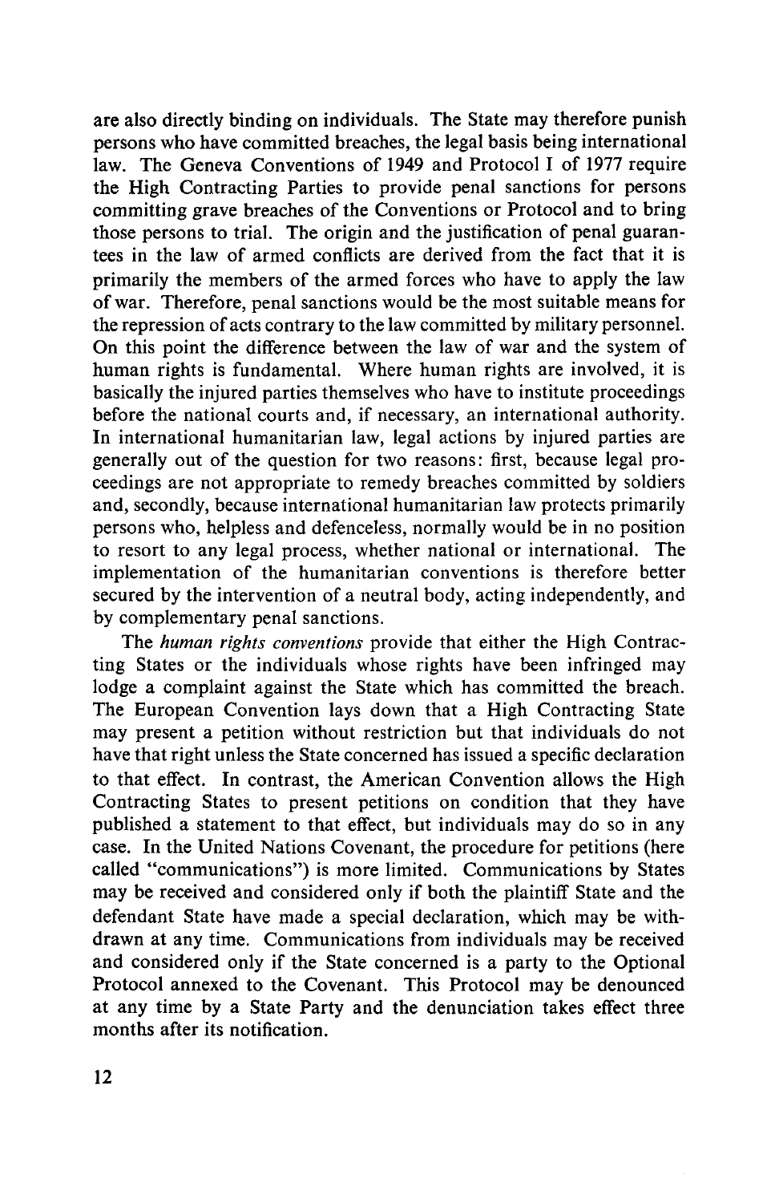are also directly binding on individuals. The State may therefore punish persons who have committed breaches, the legal basis being international law. The Geneva Conventions of 1949 and Protocol I of 1977 require the High Contracting Parties to provide penal sanctions for persons committing grave breaches of the Conventions or Protocol and to bring those persons to trial. The origin and the justification of penal guarantees in the law of armed conflicts are derived from the fact that it is primarily the members of the armed forces who have to apply the law of war. Therefore, penal sanctions would be the most suitable means for the repression of acts contrary to the law committed by military personnel. On this point the difference between the law of war and the system of human rights is fundamental. Where human rights are involved, it is basically the injured parties themselves who have to institute proceedings before the national courts and, if necessary, an international authority. In international humanitarian law, legal actions by injured parties are generally out of the question for two reasons: first, because legal proceedings are not appropriate to remedy breaches committed by soldiers and, secondly, because international humanitarian law protects primarily persons who, helpless and defenceless, normally would be in no position to resort to any legal process, whether national or international. The implementation of the humanitarian conventions is therefore better secured by the intervention of a neutral body, acting independently, and by complementary penal sanctions.

The *human rights conventions* provide that either the High Contracting States or the individuals whose rights have been infringed may lodge a complaint against the State which has committed the breach. The European Convention lays down that a High Contracting State may present a petition without restriction but that individuals do not have that right unless the State concerned has issued a specific declaration to that effect. In contrast, the American Convention allows the High Contracting States to present petitions on condition that they have published a statement to that effect, but individuals may do so in any case. In the United Nations Covenant, the procedure for petitions (here called "communications") is more limited. Communications by States may be received and considered only if both the plaintiff State and the defendant State have made a special declaration, which may be withdrawn at any time. Communications from individuals may be received and considered only if the State concerned is a party to the Optional Protocol annexed to the Covenant. This Protocol may be denounced at any time by a State Party and the denunciation takes effect three months after its notification.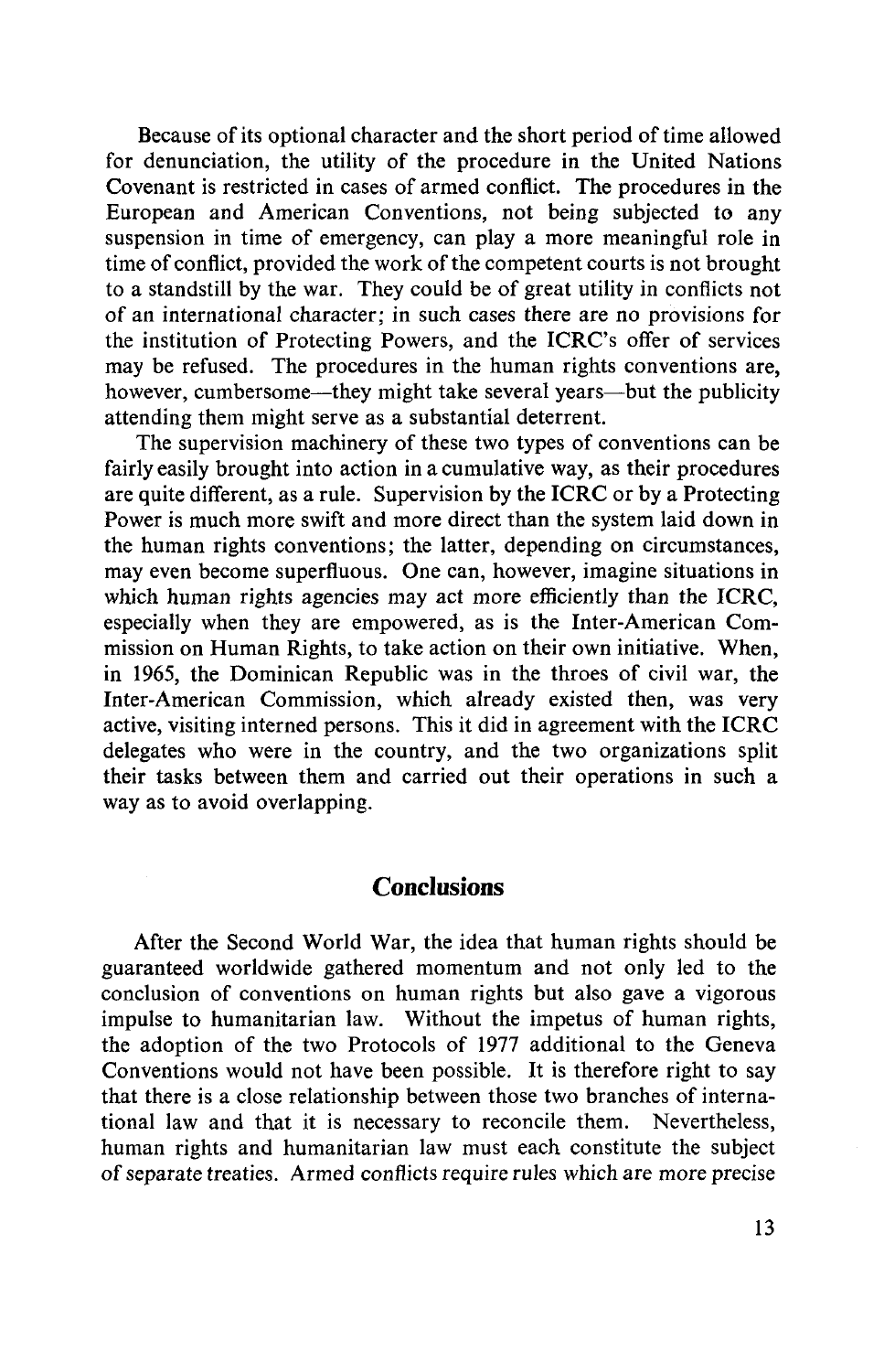Because of its optional character and the short period of time allowed for denunciation, the utility of the procedure in the United Nations Covenant is restricted in cases of armed conflict. The procedures in the European and American Conventions, not being subjected to any suspension in time of emergency, can play a more meaningful role in time of conflict, provided the work of the competent courts is not brought to a standstill by the war. They could be of great utility in conflicts not of an international character; in such cases there are no provisions for the institution of Protecting Powers, and the ICRC's offer of services may be refused. The procedures in the human rights conventions are, however, cumbersome—they might take several years—but the publicity attending them might serve as a substantial deterrent.

The supervision machinery of these two types of conventions can be fairly easily brought into action in a cumulative way, as their procedures are quite different, as a rule. Supervision by the ICRC or by a Protecting Power is much more swift and more direct than the system laid down in the human rights conventions; the latter, depending on circumstances, may even become superfluous. One can, however, imagine situations in which human rights agencies may act more efficiently than the ICRC, especially when they are empowered, as is the Inter-American Commission on Human Rights, to take action on their own initiative. When, in 1965, the Dominican Republic was in the throes of civil war, the Inter-American Commission, which already existed then, was very active, visiting interned persons. This it did in agreement with the ICRC delegates who were in the country, and the two organizations split their tasks between them and carried out their operations in such a way as to avoid overlapping.

## Conclusions

After the Second World War, the idea that human rights should be guaranteed worldwide gathered momentum and not only led to the conclusion of conventions on human rights but also gave a vigorous impulse to humanitarian law. Without the impetus of human rights, the adoption of the two Protocols of 1977 additional to the Geneva Conventions would not have been possible. It is therefore right to say that there is a close relationship between those two branches of international law and that it is necessary to reconcile them. Nevertheless, human rights and humanitarian law must each constitute the subject of separate treaties. Armed conflicts require rules which are more precise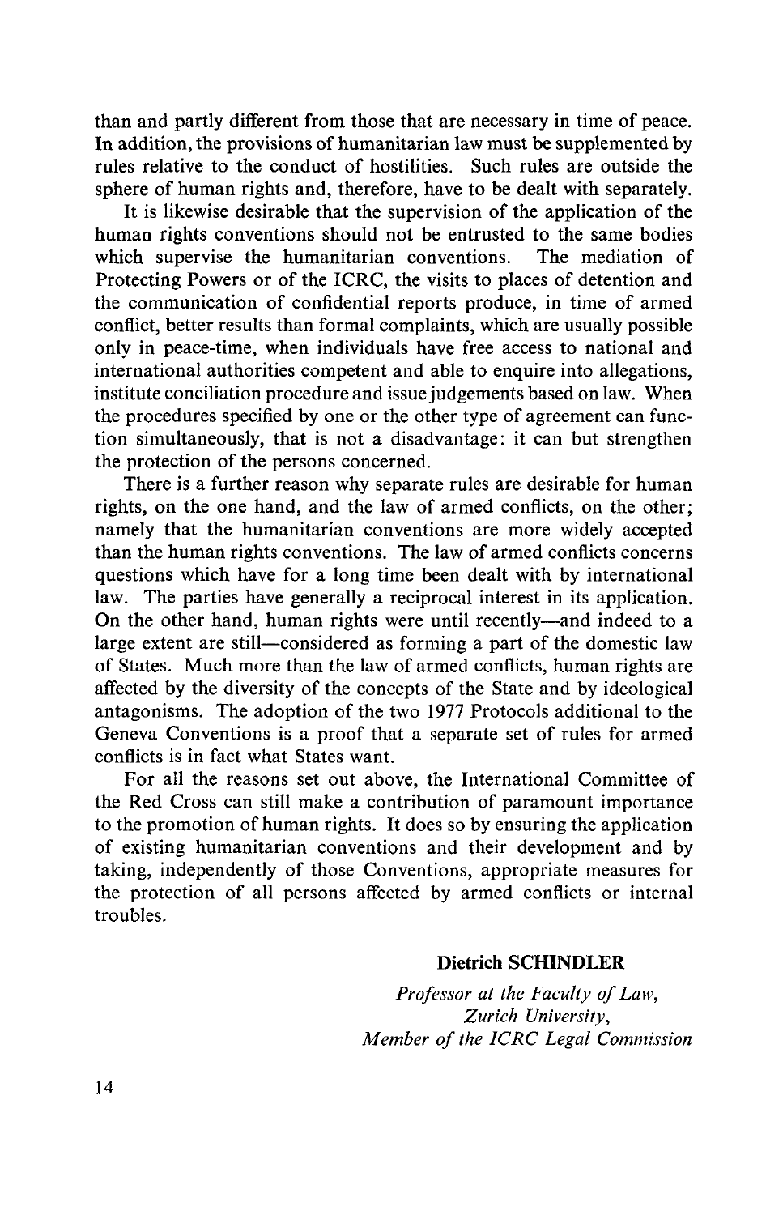than and partly different from those that are necessary in time of peace. In addition, the provisions of humanitarian law must be supplemented by rules relative to the conduct of hostilities. Such rules are outside the sphere of human rights and, therefore, have to be dealt with separately.

It is likewise desirable that the supervision of the application of the human rights conventions should not be entrusted to the same bodies which supervise the humanitarian conventions. The mediation of Protecting Powers or of the ICRC, the visits to places of detention and the communication of confidential reports produce, in time of armed conflict, better results than formal complaints, which are usually possible only in peace-time, when individuals have free access to national and international authorities competent and able to enquire into allegations, institute conciliation procedure and issue judgements based on law. When the procedures specified by one or the other type of agreement can function simultaneously, that is not a disadvantage: it can but strengthen the protection of the persons concerned.

There is a further reason why separate rules are desirable for human rights, on the one hand, and the law of armed conflicts, on the other; namely that the humanitarian conventions are more widely accepted than the human rights conventions. The law of armed conflicts concerns questions which have for a long time been dealt with by international law. The parties have generally a reciprocal interest in its application. On the other hand, human rights were until recently—and indeed to a large extent are still—considered as forming a part of the domestic law of States. Much more than the law of armed conflicts, human rights are affected by the diversity of the concepts of the State and by ideological antagonisms. The adoption of the two 1977 Protocols additional to the Geneva Conventions is a proof that a separate set of rules for armed conflicts is in fact what States want.

For all the reasons set out above, the International Committee of the Red Cross can still make a contribution of paramount importance to the promotion of human rights. It does so by ensuring the application of existing humanitarian conventions and their development and by taking, independently of those Conventions, appropriate measures for the protection of all persons affected by armed conflicts or internal troubles.

**Dietrich SCHINDLER**

*Professor at the Faculty of Law,*
*Zurich University,*
*Member of the ICRC Legal Commission*